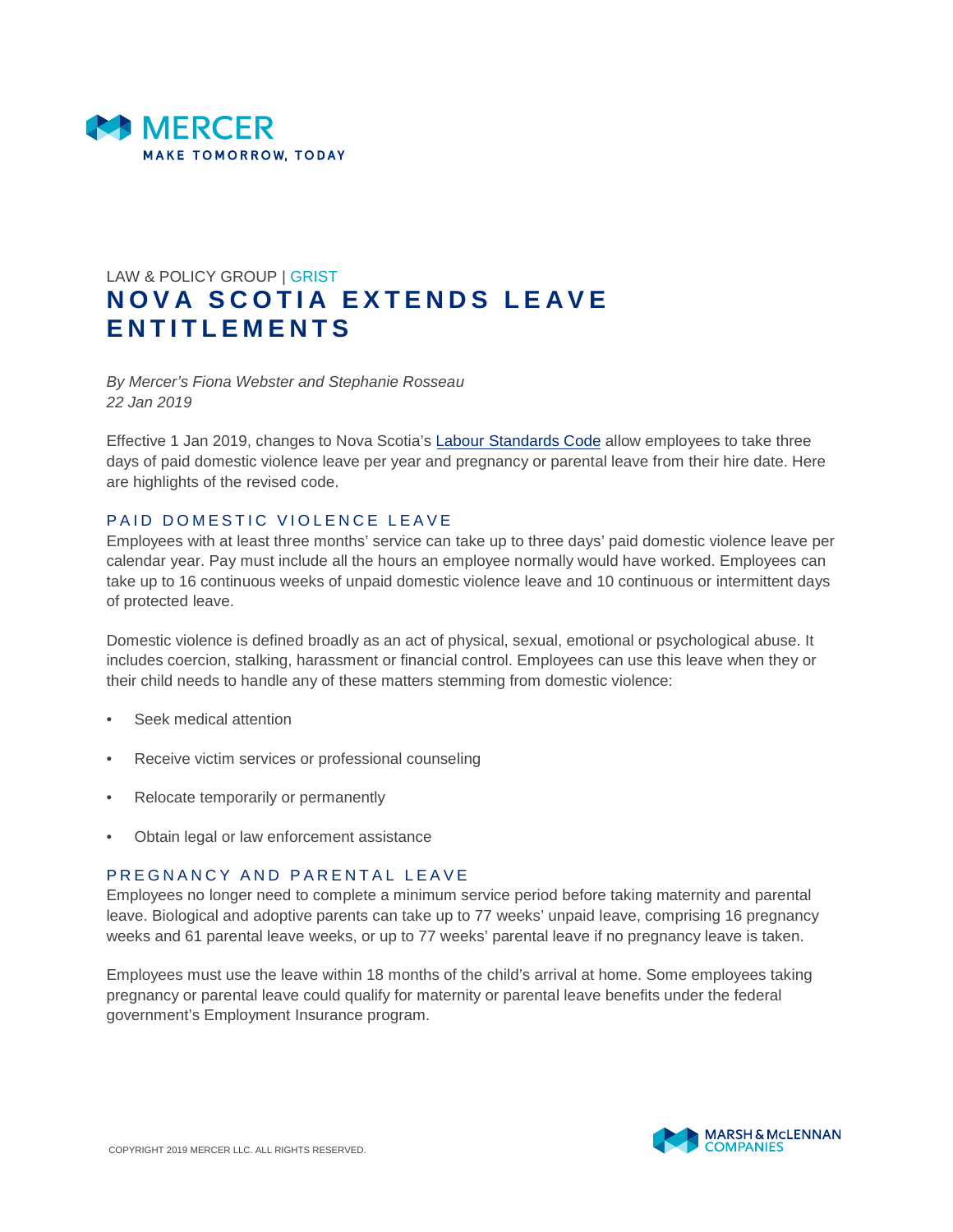LAW & POLICY GROUP | GRIST

# NOVA SCOTIA EXTENDS LEAVE ENTITLEMENTS

*By Mercer's Fiona Webster and Stephanie Rosseau*
*22 Jan 2019*

Effective 1 Jan 2019, changes to Nova Scotia's Labour Standards Code allow employees to take three days of paid domestic violence leave per year and pregnancy or parental leave from their hire date. Here are highlights of the revised code.

## PAID DOMESTIC VIOLENCE LEAVE

Employees with at least three months' service can take up to three days' paid domestic violence leave per calendar year. Pay must include all the hours an employee normally would have worked. Employees can take up to 16 continuous weeks of unpaid domestic violence leave and 10 continuous or intermittent days of protected leave.

Domestic violence is defined broadly as an act of physical, sexual, emotional or psychological abuse. It includes coercion, stalking, harassment or financial control. Employees can use this leave when they or their child needs to handle any of these matters stemming from domestic violence:

- Seek medical attention
- Receive victim services or professional counseling
- Relocate temporarily or permanently
- Obtain legal or law enforcement assistance

## PREGNANCY AND PARENTAL LEAVE

Employees no longer need to complete a minimum service period before taking maternity and parental leave. Biological and adoptive parents can take up to 77 weeks' unpaid leave, comprising 16 pregnancy weeks and 61 parental leave weeks, or up to 77 weeks' parental leave if no pregnancy leave is taken.

Employees must use the leave within 18 months of the child's arrival at home. Some employees taking pregnancy or parental leave could qualify for maternity or parental leave benefits under the federal government's Employment Insurance program.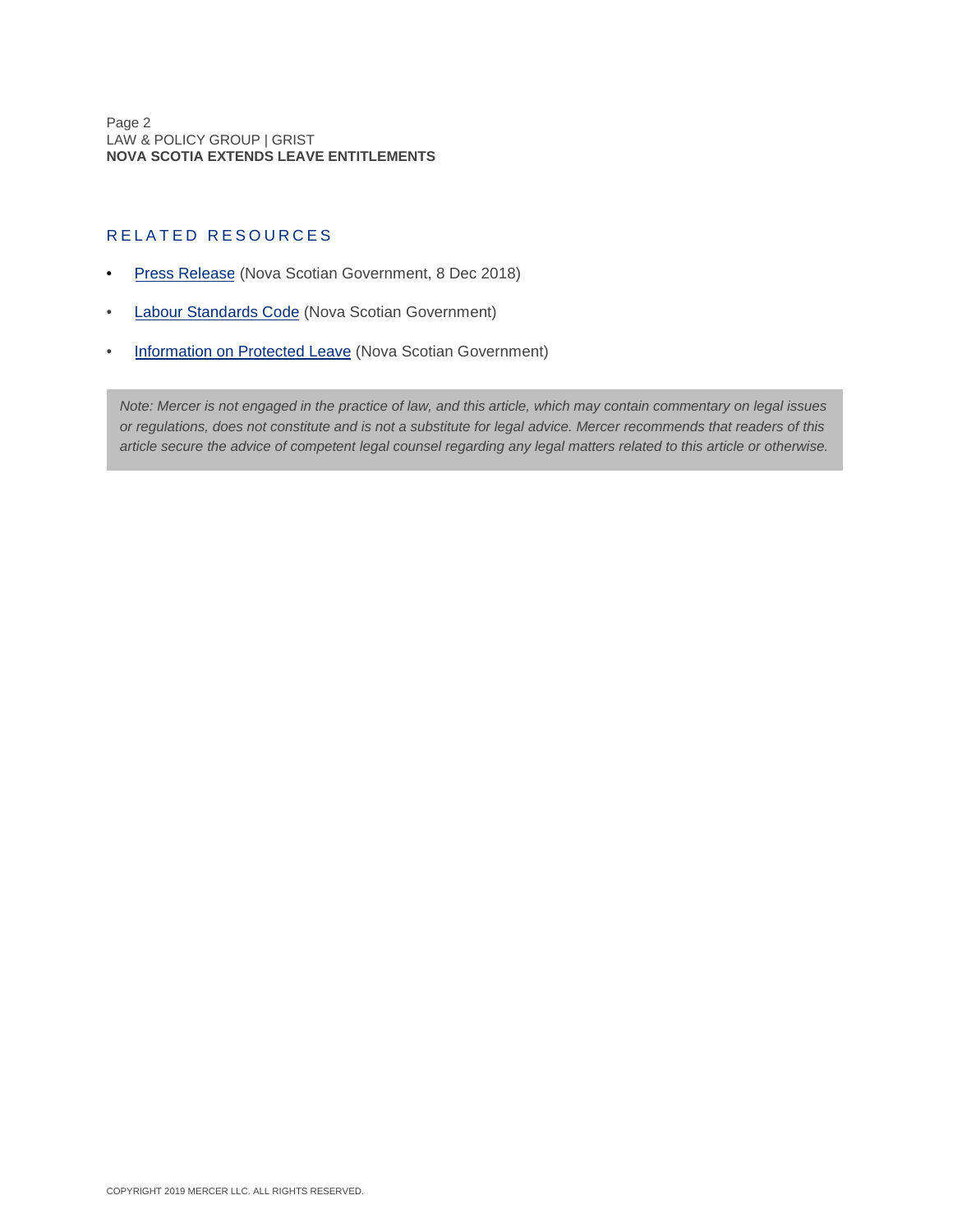## RELATED RESOURCES

- Press Release (Nova Scotian Government, 8 Dec 2018)
- Labour Standards Code (Nova Scotian Government)
- Information on Protected Leave (Nova Scotian Government)

*Note: Mercer is not engaged in the practice of law, and this article, which may contain commentary on legal issues or regulations, does not constitute and is not a substitute for legal advice. Mercer recommends that readers of this article secure the advice of competent legal counsel regarding any legal matters related to this article or otherwise.*

COPYRIGHT 2019 MERCER LLC. ALL RIGHTS RESERVED.